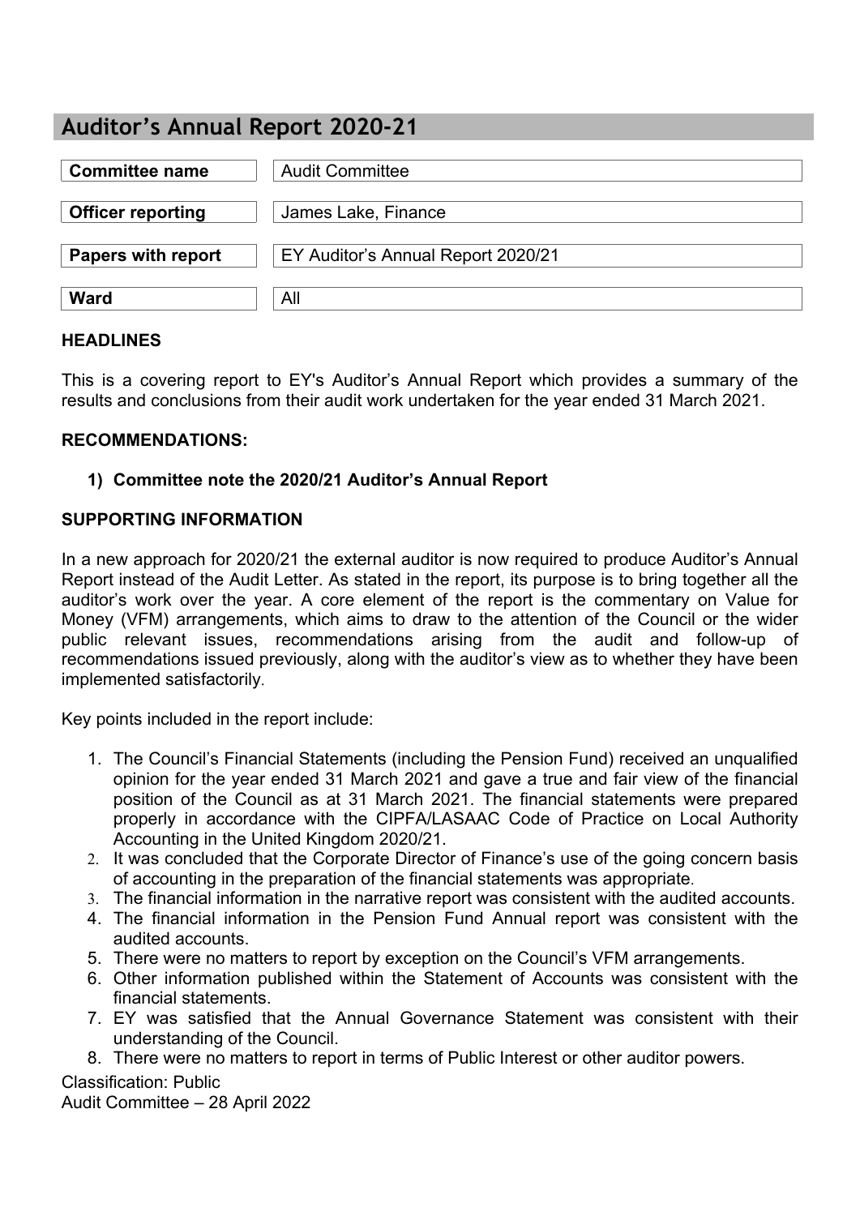# Auditor's Annual Report 2020-21

| | |
|---|---|
| **Committee name** | Audit Committee |
| **Officer reporting** | James Lake, Finance |
| **Papers with report** | EY Auditor's Annual Report 2020/21 |
| **Ward** | All |

## HEADLINES

This is a covering report to EY's Auditor's Annual Report which provides a summary of the results and conclusions from their audit work undertaken for the year ended 31 March 2021.

## RECOMMENDATIONS:

1) **Committee note the 2020/21 Auditor's Annual Report**

## SUPPORTING INFORMATION

In a new approach for 2020/21 the external auditor is now required to produce Auditor's Annual Report instead of the Audit Letter. As stated in the report, its purpose is to bring together all the auditor's work over the year. A core element of the report is the commentary on Value for Money (VFM) arrangements, which aims to draw to the attention of the Council or the wider public relevant issues, recommendations arising from the audit and follow-up of recommendations issued previously, along with the auditor's view as to whether they have been implemented satisfactorily.

Key points included in the report include:

1. The Council's Financial Statements (including the Pension Fund) received an unqualified opinion for the year ended 31 March 2021 and gave a true and fair view of the financial position of the Council as at 31 March 2021. The financial statements were prepared properly in accordance with the CIPFA/LASAAC Code of Practice on Local Authority Accounting in the United Kingdom 2020/21.
2. It was concluded that the Corporate Director of Finance's use of the going concern basis of accounting in the preparation of the financial statements was appropriate.
3. The financial information in the narrative report was consistent with the audited accounts.
4. The financial information in the Pension Fund Annual report was consistent with the audited accounts.
5. There were no matters to report by exception on the Council's VFM arrangements.
6. Other information published within the Statement of Accounts was consistent with the financial statements.
7. EY was satisfied that the Annual Governance Statement was consistent with their understanding of the Council.
8. There were no matters to report in terms of Public Interest or other auditor powers.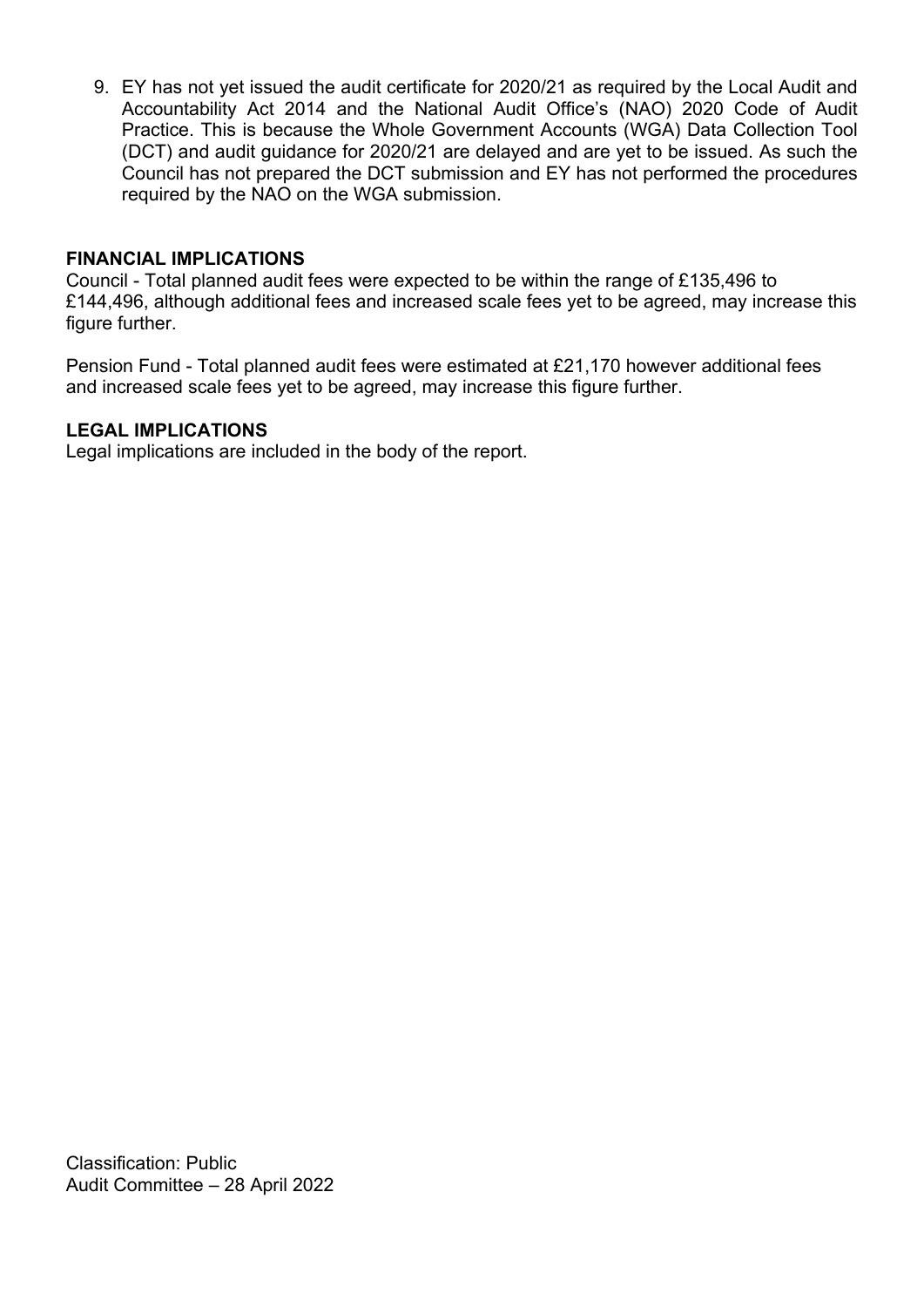9. EY has not yet issued the audit certificate for 2020/21 as required by the Local Audit and Accountability Act 2014 and the National Audit Office's (NAO) 2020 Code of Audit Practice. This is because the Whole Government Accounts (WGA) Data Collection Tool (DCT) and audit guidance for 2020/21 are delayed and are yet to be issued. As such the Council has not prepared the DCT submission and EY has not performed the procedures required by the NAO on the WGA submission.

**FINANCIAL IMPLICATIONS**

Council - Total planned audit fees were expected to be within the range of £135,496 to £144,496, although additional fees and increased scale fees yet to be agreed, may increase this figure further.

Pension Fund - Total planned audit fees were estimated at £21,170 however additional fees and increased scale fees yet to be agreed, may increase this figure further.

**LEGAL IMPLICATIONS**

Legal implications are included in the body of the report.